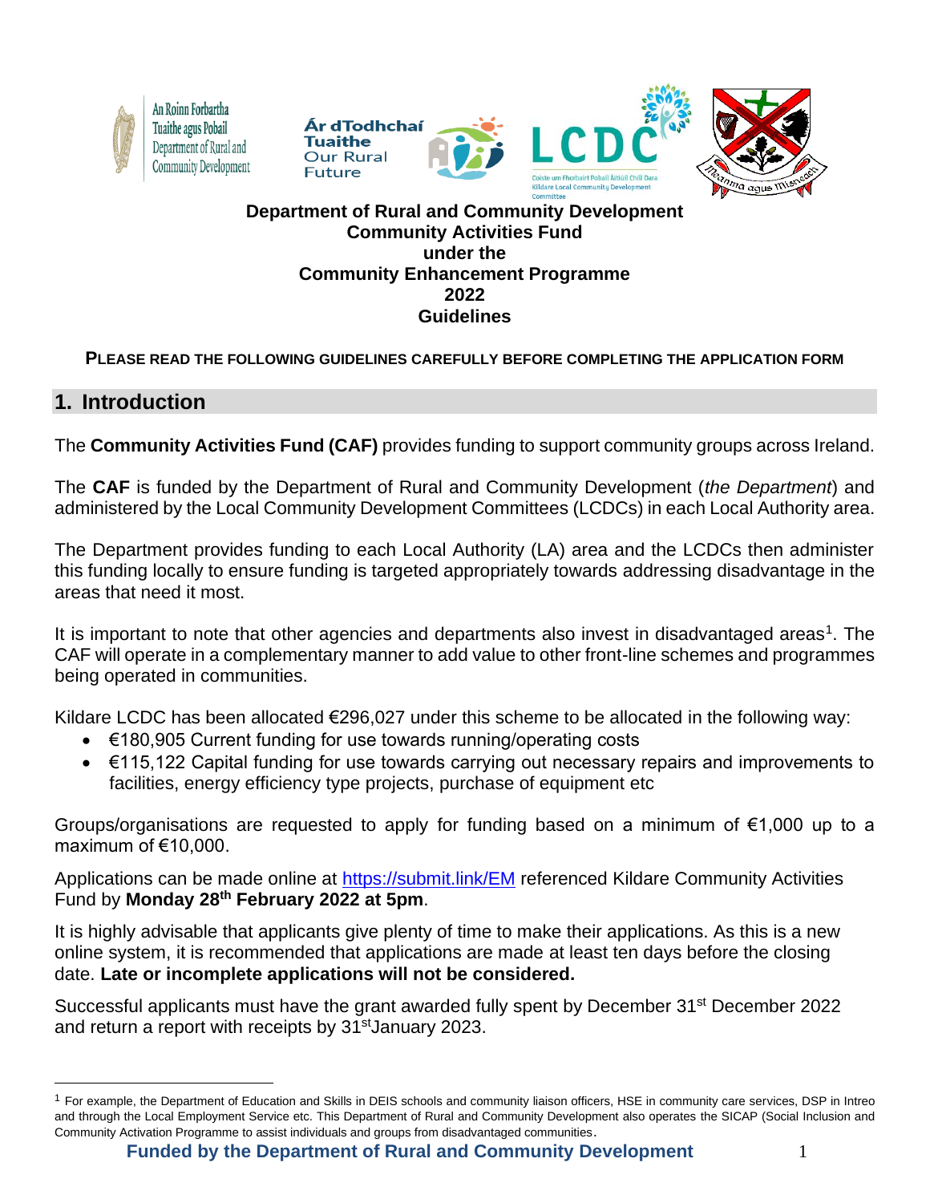**Department of Rural and Community Development**
**Community Activities Fund**
**under the**
**Community Enhancement Programme**
**2022**
**Guidelines**

**PLEASE READ THE FOLLOWING GUIDELINES CAREFULLY BEFORE COMPLETING THE APPLICATION FORM**

## 1. Introduction

The **Community Activities Fund (CAF)** provides funding to support community groups across Ireland.

The **CAF** is funded by the Department of Rural and Community Development (*the Department*) and administered by the Local Community Development Committees (LCDCs) in each Local Authority area.

The Department provides funding to each Local Authority (LA) area and the LCDCs then administer this funding locally to ensure funding is targeted appropriately towards addressing disadvantage in the areas that need it most.

It is important to note that other agencies and departments also invest in disadvantaged areas[1]. The CAF will operate in a complementary manner to add value to other front-line schemes and programmes being operated in communities.

Kildare LCDC has been allocated €296,027 under this scheme to be allocated in the following way:

- €180,905 Current funding for use towards running/operating costs
- €115,122 Capital funding for use towards carrying out necessary repairs and improvements to facilities, energy efficiency type projects, purchase of equipment etc

Groups/organisations are requested to apply for funding based on a minimum of €1,000 up to a maximum of €10,000.

Applications can be made online at https://submit.link/EM referenced Kildare Community Activities Fund by **Monday 28th February 2022 at 5pm**.

It is highly advisable that applicants give plenty of time to make their applications. As this is a new online system, it is recommended that applications are made at least ten days before the closing date. **Late or incomplete applications will not be considered.**

Successful applicants must have the grant awarded fully spent by December 31st December 2022 and return a report with receipts by 31st January 2023.

[1] For example, the Department of Education and Skills in DEIS schools and community liaison officers, HSE in community care services, DSP in Intreo and through the Local Employment Service etc. This Department of Rural and Community Development also operates the SICAP (Social Inclusion and Community Activation Programme to assist individuals and groups from disadvantaged communities.

**Funded by the Department of Rural and Community Development**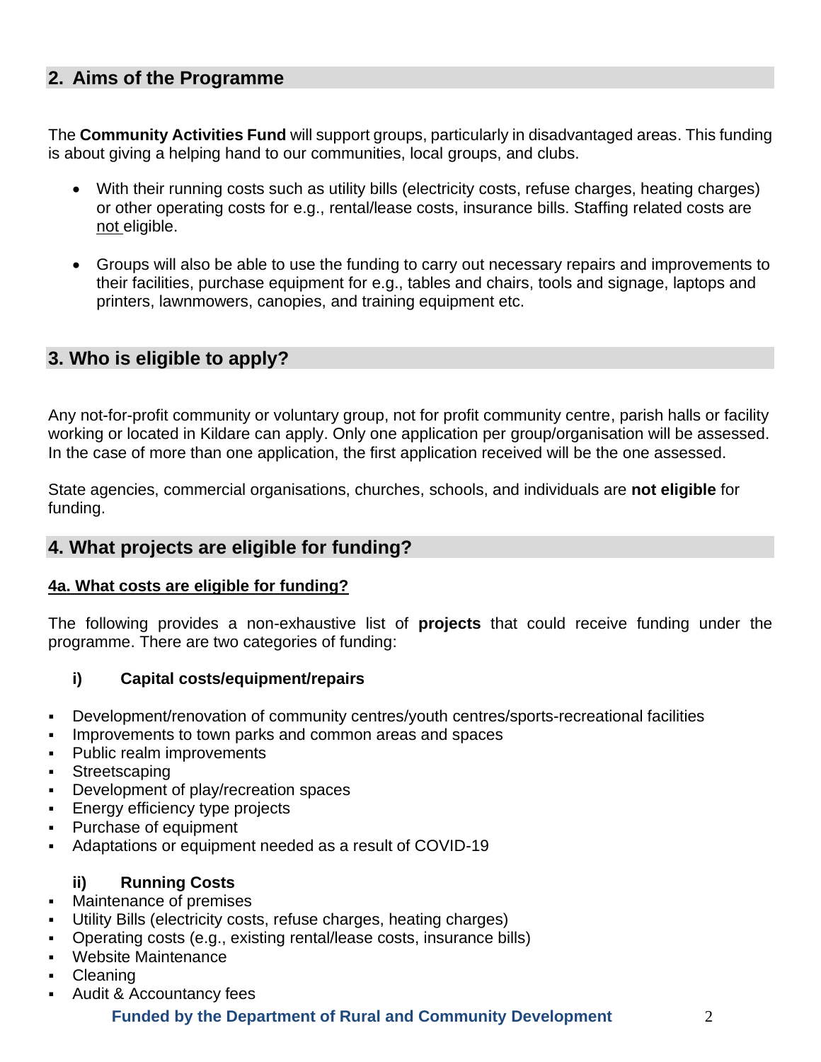## 2. Aims of the Programme

The **Community Activities Fund** will support groups, particularly in disadvantaged areas. This funding is about giving a helping hand to our communities, local groups, and clubs.

- With their running costs such as utility bills (electricity costs, refuse charges, heating charges) or other operating costs for e.g., rental/lease costs, insurance bills. Staffing related costs are not eligible.
- Groups will also be able to use the funding to carry out necessary repairs and improvements to their facilities, purchase equipment for e.g., tables and chairs, tools and signage, laptops and printers, lawnmowers, canopies, and training equipment etc.

## 3. Who is eligible to apply?

Any not-for-profit community or voluntary group, not for profit community centre, parish halls or facility working or located in Kildare can apply. Only one application per group/organisation will be assessed. In the case of more than one application, the first application received will be the one assessed.

State agencies, commercial organisations, churches, schools, and individuals are **not eligible** for funding.

## 4. What projects are eligible for funding?

### 4a. What costs are eligible for funding?

The following provides a non-exhaustive list of **projects** that could receive funding under the programme. There are two categories of funding:

**i) Capital costs/equipment/repairs**

- Development/renovation of community centres/youth centres/sports-recreational facilities
- Improvements to town parks and common areas and spaces
- Public realm improvements
- Streetscaping
- Development of play/recreation spaces
- Energy efficiency type projects
- Purchase of equipment
- Adaptations or equipment needed as a result of COVID-19

**ii) Running Costs**

- Maintenance of premises
- Utility Bills (electricity costs, refuse charges, heating charges)
- Operating costs (e.g., existing rental/lease costs, insurance bills)
- Website Maintenance
- Cleaning
- Audit & Accountancy fees

**Funded by the Department of Rural and Community Development**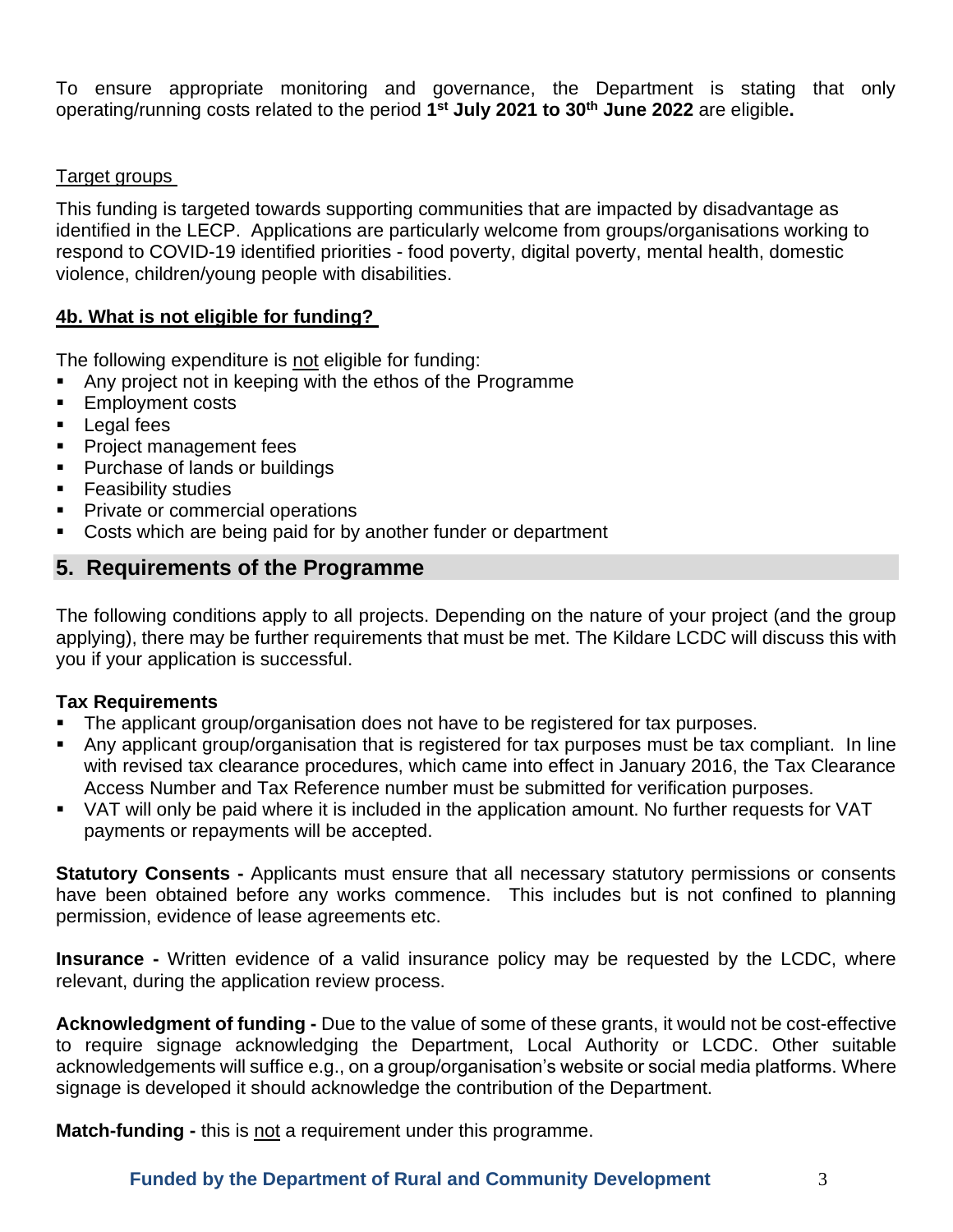To ensure appropriate monitoring and governance, the Department is stating that only operating/running costs related to the period **1st July 2021 to 30th June 2022** are eligible**.**

Target groups

This funding is targeted towards supporting communities that are impacted by disadvantage as identified in the LECP. Applications are particularly welcome from groups/organisations working to respond to COVID-19 identified priorities - food poverty, digital poverty, mental health, domestic violence, children/young people with disabilities.

### 4b. What is not eligible for funding?

The following expenditure is not eligible for funding:

- Any project not in keeping with the ethos of the Programme
- Employment costs
- Legal fees
- Project management fees
- Purchase of lands or buildings
- Feasibility studies
- Private or commercial operations
- Costs which are being paid for by another funder or department

## 5. Requirements of the Programme

The following conditions apply to all projects. Depending on the nature of your project (and the group applying), there may be further requirements that must be met. The Kildare LCDC will discuss this with you if your application is successful.

**Tax Requirements**

- The applicant group/organisation does not have to be registered for tax purposes.
- Any applicant group/organisation that is registered for tax purposes must be tax compliant. In line with revised tax clearance procedures, which came into effect in January 2016, the Tax Clearance Access Number and Tax Reference number must be submitted for verification purposes.
- VAT will only be paid where it is included in the application amount. No further requests for VAT payments or repayments will be accepted.

**Statutory Consents -** Applicants must ensure that all necessary statutory permissions or consents have been obtained before any works commence. This includes but is not confined to planning permission, evidence of lease agreements etc.

**Insurance -** Written evidence of a valid insurance policy may be requested by the LCDC, where relevant, during the application review process.

**Acknowledgment of funding -** Due to the value of some of these grants, it would not be cost-effective to require signage acknowledging the Department, Local Authority or LCDC. Other suitable acknowledgements will suffice e.g., on a group/organisation's website or social media platforms. Where signage is developed it should acknowledge the contribution of the Department.

**Match-funding -** this is not a requirement under this programme.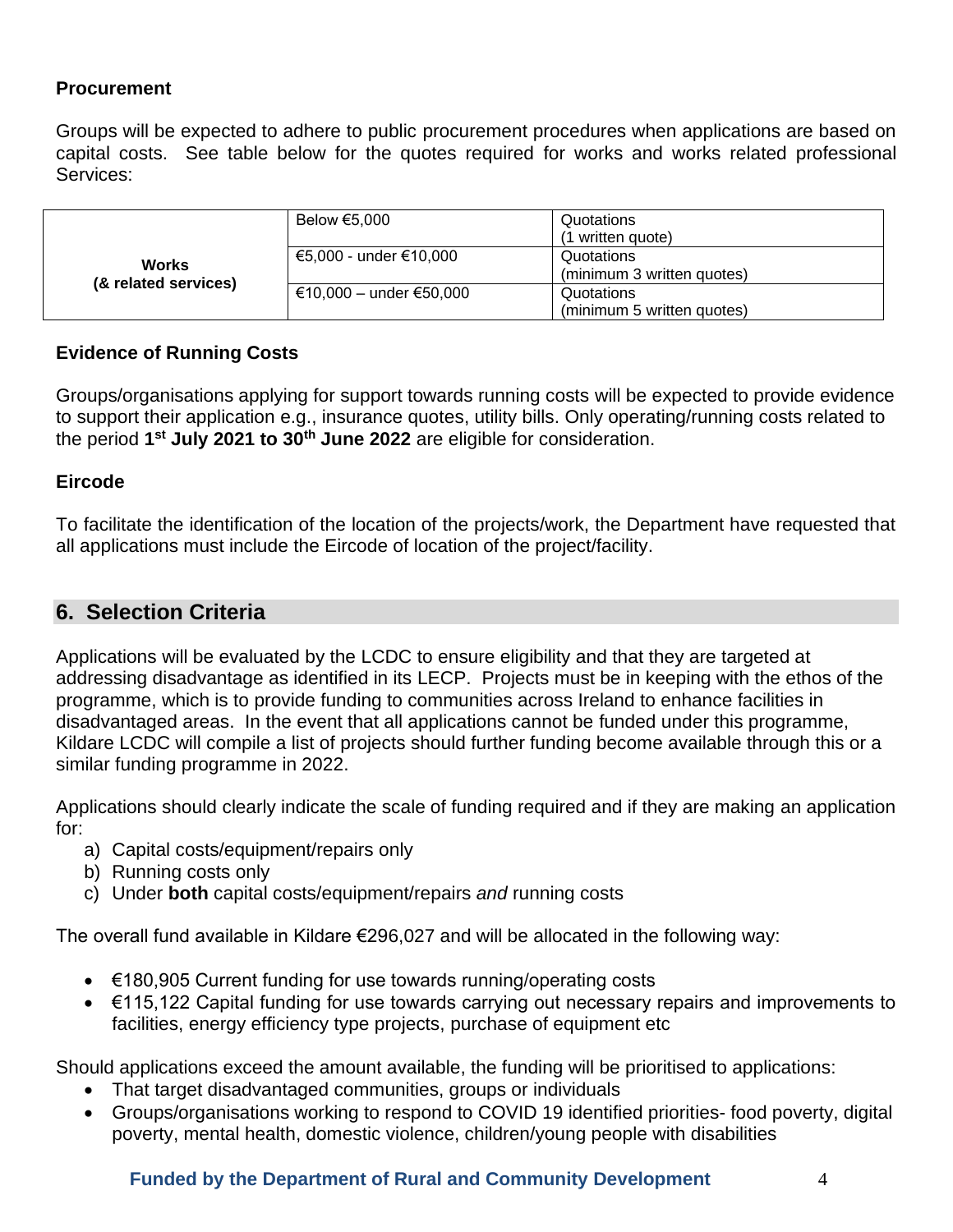### Procurement

Groups will be expected to adhere to public procurement procedures when applications are based on capital costs. See table below for the quotes required for works and works related professional Services:

| | | |
|---|---|---|
| **Works (& related services)** | Below €5,000 | Quotations (1 written quote) |
| | €5,000 - under €10,000 | Quotations (minimum 3 written quotes) |
| | €10,000 – under €50,000 | Quotations (minimum 5 written quotes) |

### Evidence of Running Costs

Groups/organisations applying for support towards running costs will be expected to provide evidence to support their application e.g., insurance quotes, utility bills. Only operating/running costs related to the period **1st July 2021 to 30th June 2022** are eligible for consideration.

### Eircode

To facilitate the identification of the location of the projects/work, the Department have requested that all applications must include the Eircode of location of the project/facility.

## 6. Selection Criteria

Applications will be evaluated by the LCDC to ensure eligibility and that they are targeted at addressing disadvantage as identified in its LECP. Projects must be in keeping with the ethos of the programme, which is to provide funding to communities across Ireland to enhance facilities in disadvantaged areas. In the event that all applications cannot be funded under this programme, Kildare LCDC will compile a list of projects should further funding become available through this or a similar funding programme in 2022.

Applications should clearly indicate the scale of funding required and if they are making an application for:

a) Capital costs/equipment/repairs only
b) Running costs only
c) Under **both** capital costs/equipment/repairs *and* running costs

The overall fund available in Kildare €296,027 and will be allocated in the following way:

- €180,905 Current funding for use towards running/operating costs
- €115,122 Capital funding for use towards carrying out necessary repairs and improvements to facilities, energy efficiency type projects, purchase of equipment etc

Should applications exceed the amount available, the funding will be prioritised to applications:

- That target disadvantaged communities, groups or individuals
- Groups/organisations working to respond to COVID 19 identified priorities- food poverty, digital poverty, mental health, domestic violence, children/young people with disabilities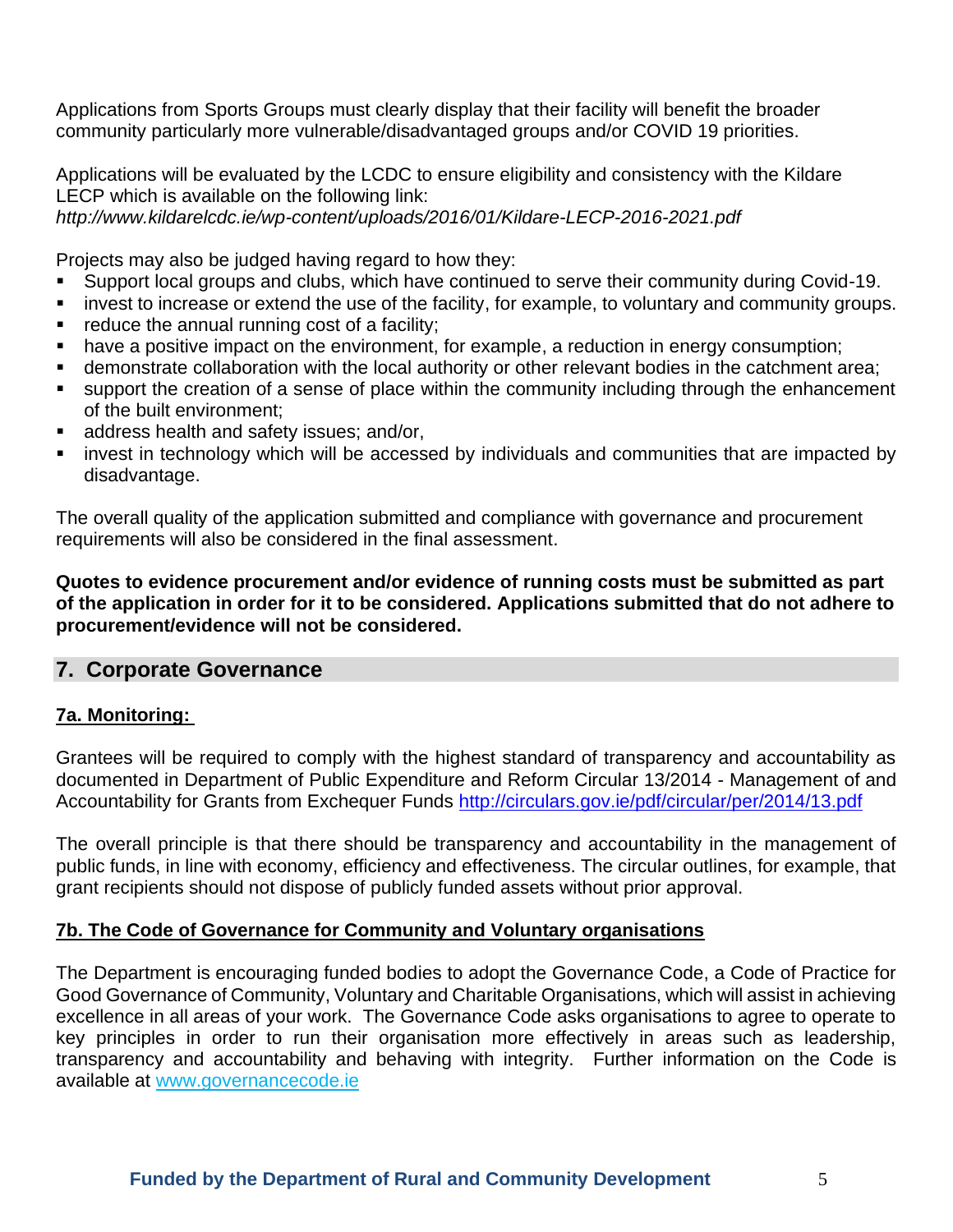Applications from Sports Groups must clearly display that their facility will benefit the broader community particularly more vulnerable/disadvantaged groups and/or COVID 19 priorities.

Applications will be evaluated by the LCDC to ensure eligibility and consistency with the Kildare LECP which is available on the following link:
*http://www.kildarelcdc.ie/wp-content/uploads/2016/01/Kildare-LECP-2016-2021.pdf*

Projects may also be judged having regard to how they:

- Support local groups and clubs, which have continued to serve their community during Covid-19.
- invest to increase or extend the use of the facility, for example, to voluntary and community groups.
- reduce the annual running cost of a facility;
- have a positive impact on the environment, for example, a reduction in energy consumption;
- demonstrate collaboration with the local authority or other relevant bodies in the catchment area;
- support the creation of a sense of place within the community including through the enhancement of the built environment;
- address health and safety issues; and/or,
- invest in technology which will be accessed by individuals and communities that are impacted by disadvantage.

The overall quality of the application submitted and compliance with governance and procurement requirements will also be considered in the final assessment.

**Quotes to evidence procurement and/or evidence of running costs must be submitted as part of the application in order for it to be considered. Applications submitted that do not adhere to procurement/evidence will not be considered.**

## 7. Corporate Governance

### 7a. Monitoring:

Grantees will be required to comply with the highest standard of transparency and accountability as documented in Department of Public Expenditure and Reform Circular 13/2014 - Management of and Accountability for Grants from Exchequer Funds http://circulars.gov.ie/pdf/circular/per/2014/13.pdf

The overall principle is that there should be transparency and accountability in the management of public funds, in line with economy, efficiency and effectiveness. The circular outlines, for example, that grant recipients should not dispose of publicly funded assets without prior approval.

### 7b. The Code of Governance for Community and Voluntary organisations

The Department is encouraging funded bodies to adopt the Governance Code, a Code of Practice for Good Governance of Community, Voluntary and Charitable Organisations, which will assist in achieving excellence in all areas of your work. The Governance Code asks organisations to agree to operate to key principles in order to run their organisation more effectively in areas such as leadership, transparency and accountability and behaving with integrity. Further information on the Code is available at www.governancecode.ie

**Funded by the Department of Rural and Community Development**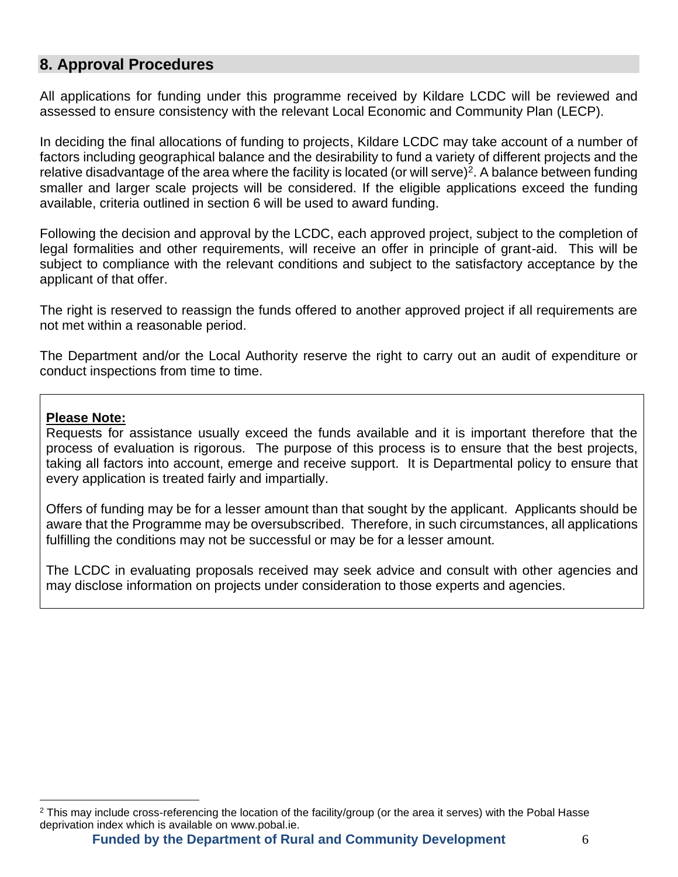## 8. Approval Procedures

All applications for funding under this programme received by Kildare LCDC will be reviewed and assessed to ensure consistency with the relevant Local Economic and Community Plan (LECP).

In deciding the final allocations of funding to projects, Kildare LCDC may take account of a number of factors including geographical balance and the desirability to fund a variety of different projects and the relative disadvantage of the area where the facility is located (or will serve)[2]. A balance between funding smaller and larger scale projects will be considered. If the eligible applications exceed the funding available, criteria outlined in section 6 will be used to award funding.

Following the decision and approval by the LCDC, each approved project, subject to the completion of legal formalities and other requirements, will receive an offer in principle of grant-aid. This will be subject to compliance with the relevant conditions and subject to the satisfactory acceptance by the applicant of that offer.

The right is reserved to reassign the funds offered to another approved project if all requirements are not met within a reasonable period.

The Department and/or the Local Authority reserve the right to carry out an audit of expenditure or conduct inspections from time to time.

**Please Note:**

Requests for assistance usually exceed the funds available and it is important therefore that the process of evaluation is rigorous. The purpose of this process is to ensure that the best projects, taking all factors into account, emerge and receive support. It is Departmental policy to ensure that every application is treated fairly and impartially.

Offers of funding may be for a lesser amount than that sought by the applicant. Applicants should be aware that the Programme may be oversubscribed. Therefore, in such circumstances, all applications fulfilling the conditions may not be successful or may be for a lesser amount.

The LCDC in evaluating proposals received may seek advice and consult with other agencies and may disclose information on projects under consideration to those experts and agencies.

---

[2] This may include cross-referencing the location of the facility/group (or the area it serves) with the Pobal Hasse deprivation index which is available on www.pobal.ie.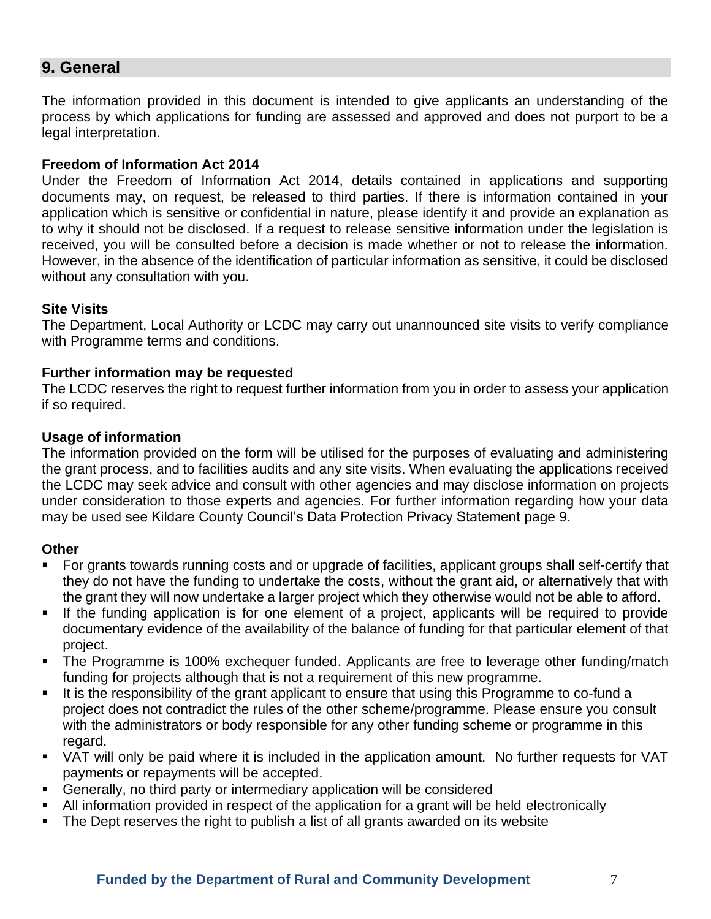## 9. General

The information provided in this document is intended to give applicants an understanding of the process by which applications for funding are assessed and approved and does not purport to be a legal interpretation.

**Freedom of Information Act 2014**

Under the Freedom of Information Act 2014, details contained in applications and supporting documents may, on request, be released to third parties. If there is information contained in your application which is sensitive or confidential in nature, please identify it and provide an explanation as to why it should not be disclosed. If a request to release sensitive information under the legislation is received, you will be consulted before a decision is made whether or not to release the information. However, in the absence of the identification of particular information as sensitive, it could be disclosed without any consultation with you.

**Site Visits**

The Department, Local Authority or LCDC may carry out unannounced site visits to verify compliance with Programme terms and conditions.

**Further information may be requested**

The LCDC reserves the right to request further information from you in order to assess your application if so required.

**Usage of information**

The information provided on the form will be utilised for the purposes of evaluating and administering the grant process, and to facilities audits and any site visits. When evaluating the applications received the LCDC may seek advice and consult with other agencies and may disclose information on projects under consideration to those experts and agencies. For further information regarding how your data may be used see Kildare County Council's Data Protection Privacy Statement page 9.

**Other**

- For grants towards running costs and or upgrade of facilities, applicant groups shall self-certify that they do not have the funding to undertake the costs, without the grant aid, or alternatively that with the grant they will now undertake a larger project which they otherwise would not be able to afford.
- If the funding application is for one element of a project, applicants will be required to provide documentary evidence of the availability of the balance of funding for that particular element of that project.
- The Programme is 100% exchequer funded. Applicants are free to leverage other funding/match funding for projects although that is not a requirement of this new programme.
- It is the responsibility of the grant applicant to ensure that using this Programme to co-fund a project does not contradict the rules of the other scheme/programme. Please ensure you consult with the administrators or body responsible for any other funding scheme or programme in this regard.
- VAT will only be paid where it is included in the application amount. No further requests for VAT payments or repayments will be accepted.
- Generally, no third party or intermediary application will be considered
- All information provided in respect of the application for a grant will be held electronically
- The Dept reserves the right to publish a list of all grants awarded on its website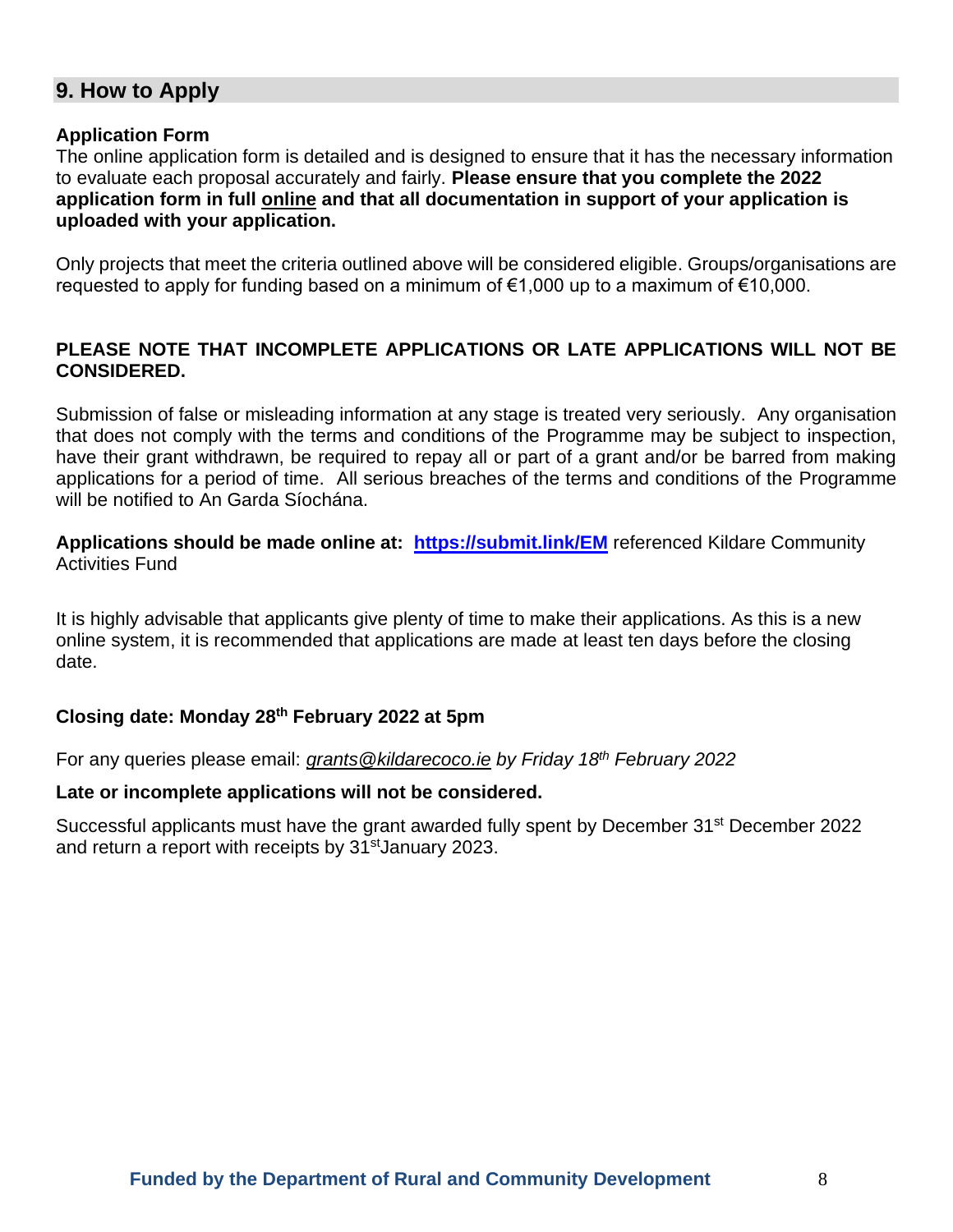## 9. How to Apply

**Application Form**

The online application form is detailed and is designed to ensure that it has the necessary information to evaluate each proposal accurately and fairly. **Please ensure that you complete the 2022 application form in full online and that all documentation in support of your application is uploaded with your application.**

Only projects that meet the criteria outlined above will be considered eligible. Groups/organisations are requested to apply for funding based on a minimum of €1,000 up to a maximum of €10,000.

**PLEASE NOTE THAT INCOMPLETE APPLICATIONS OR LATE APPLICATIONS WILL NOT BE CONSIDERED.**

Submission of false or misleading information at any stage is treated very seriously. Any organisation that does not comply with the terms and conditions of the Programme may be subject to inspection, have their grant withdrawn, be required to repay all or part of a grant and/or be barred from making applications for a period of time. All serious breaches of the terms and conditions of the Programme will be notified to An Garda Síochána.

**Applications should be made online at: https://submit.link/EM** referenced Kildare Community Activities Fund

It is highly advisable that applicants give plenty of time to make their applications. As this is a new online system, it is recommended that applications are made at least ten days before the closing date.

**Closing date: Monday 28th February 2022 at 5pm**

For any queries please email: *grants@kildarecoco.ie by Friday 18th February 2022*

**Late or incomplete applications will not be considered.**

Successful applicants must have the grant awarded fully spent by December 31st December 2022 and return a report with receipts by 31st January 2023.

**Funded by the Department of Rural and Community Development**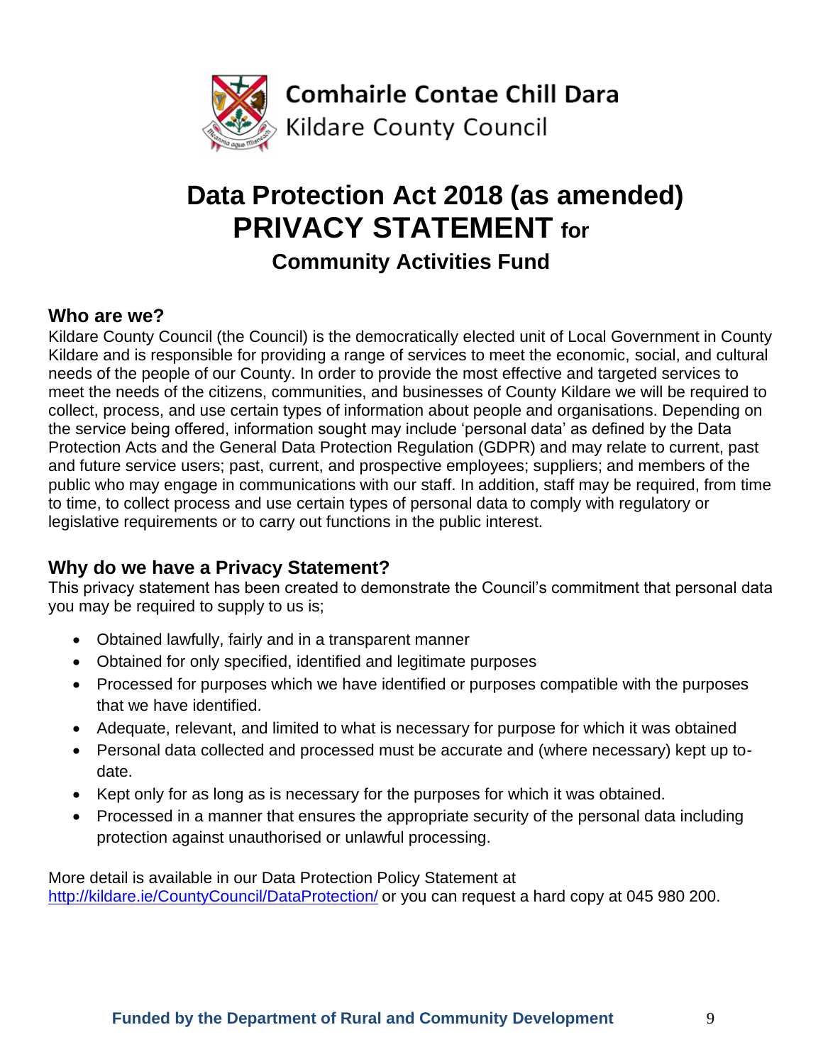Comhairle Contae Chill Dara
Kildare County Council

# Data Protection Act 2018 (as amended) PRIVACY STATEMENT for Community Activities Fund

## Who are we?

Kildare County Council (the Council) is the democratically elected unit of Local Government in County Kildare and is responsible for providing a range of services to meet the economic, social, and cultural needs of the people of our County. In order to provide the most effective and targeted services to meet the needs of the citizens, communities, and businesses of County Kildare we will be required to collect, process, and use certain types of information about people and organisations. Depending on the service being offered, information sought may include 'personal data' as defined by the Data Protection Acts and the General Data Protection Regulation (GDPR) and may relate to current, past and future service users; past, current, and prospective employees; suppliers; and members of the public who may engage in communications with our staff. In addition, staff may be required, from time to time, to collect process and use certain types of personal data to comply with regulatory or legislative requirements or to carry out functions in the public interest.

## Why do we have a Privacy Statement?

This privacy statement has been created to demonstrate the Council's commitment that personal data you may be required to supply to us is;

- Obtained lawfully, fairly and in a transparent manner
- Obtained for only specified, identified and legitimate purposes
- Processed for purposes which we have identified or purposes compatible with the purposes that we have identified.
- Adequate, relevant, and limited to what is necessary for purpose for which it was obtained
- Personal data collected and processed must be accurate and (where necessary) kept up to-date.
- Kept only for as long as is necessary for the purposes for which it was obtained.
- Processed in a manner that ensures the appropriate security of the personal data including protection against unauthorised or unlawful processing.

More detail is available in our Data Protection Policy Statement at [http://kildare.ie/CountyCouncil/DataProtection/](http://kildare.ie/CountyCouncil/DataProtection/) or you can request a hard copy at 045 980 200.

**Funded by the Department of Rural and Community Development**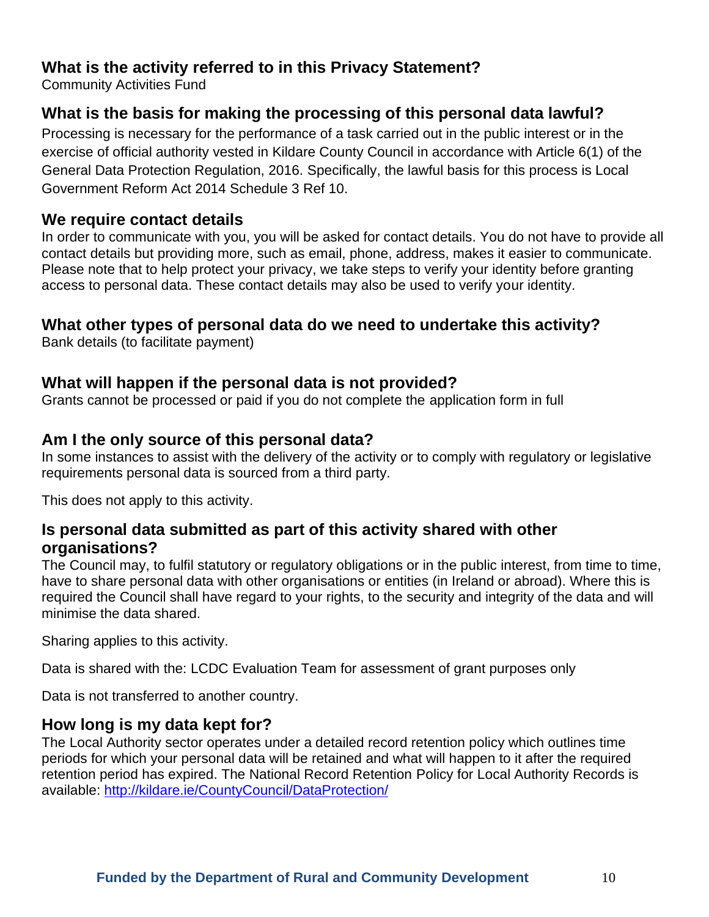## What is the activity referred to in this Privacy Statement?

Community Activities Fund

## What is the basis for making the processing of this personal data lawful?

Processing is necessary for the performance of a task carried out in the public interest or in the exercise of official authority vested in Kildare County Council in accordance with Article 6(1) of the General Data Protection Regulation, 2016. Specifically, the lawful basis for this process is Local Government Reform Act 2014 Schedule 3 Ref 10.

## We require contact details

In order to communicate with you, you will be asked for contact details. You do not have to provide all contact details but providing more, such as email, phone, address, makes it easier to communicate. Please note that to help protect your privacy, we take steps to verify your identity before granting access to personal data. These contact details may also be used to verify your identity.

## What other types of personal data do we need to undertake this activity?

Bank details (to facilitate payment)

## What will happen if the personal data is not provided?

Grants cannot be processed or paid if you do not complete the application form in full

## Am I the only source of this personal data?

In some instances to assist with the delivery of the activity or to comply with regulatory or legislative requirements personal data is sourced from a third party.

This does not apply to this activity.

## Is personal data submitted as part of this activity shared with other organisations?

The Council may, to fulfil statutory or regulatory obligations or in the public interest, from time to time, have to share personal data with other organisations or entities (in Ireland or abroad). Where this is required the Council shall have regard to your rights, to the security and integrity of the data and will minimise the data shared.

Sharing applies to this activity.

Data is shared with the: LCDC Evaluation Team for assessment of grant purposes only

Data is not transferred to another country.

## How long is my data kept for?

The Local Authority sector operates under a detailed record retention policy which outlines time periods for which your personal data will be retained and what will happen to it after the required retention period has expired. The National Record Retention Policy for Local Authority Records is available: [http://kildare.ie/CountyCouncil/DataProtection/](http://kildare.ie/CountyCouncil/DataProtection/)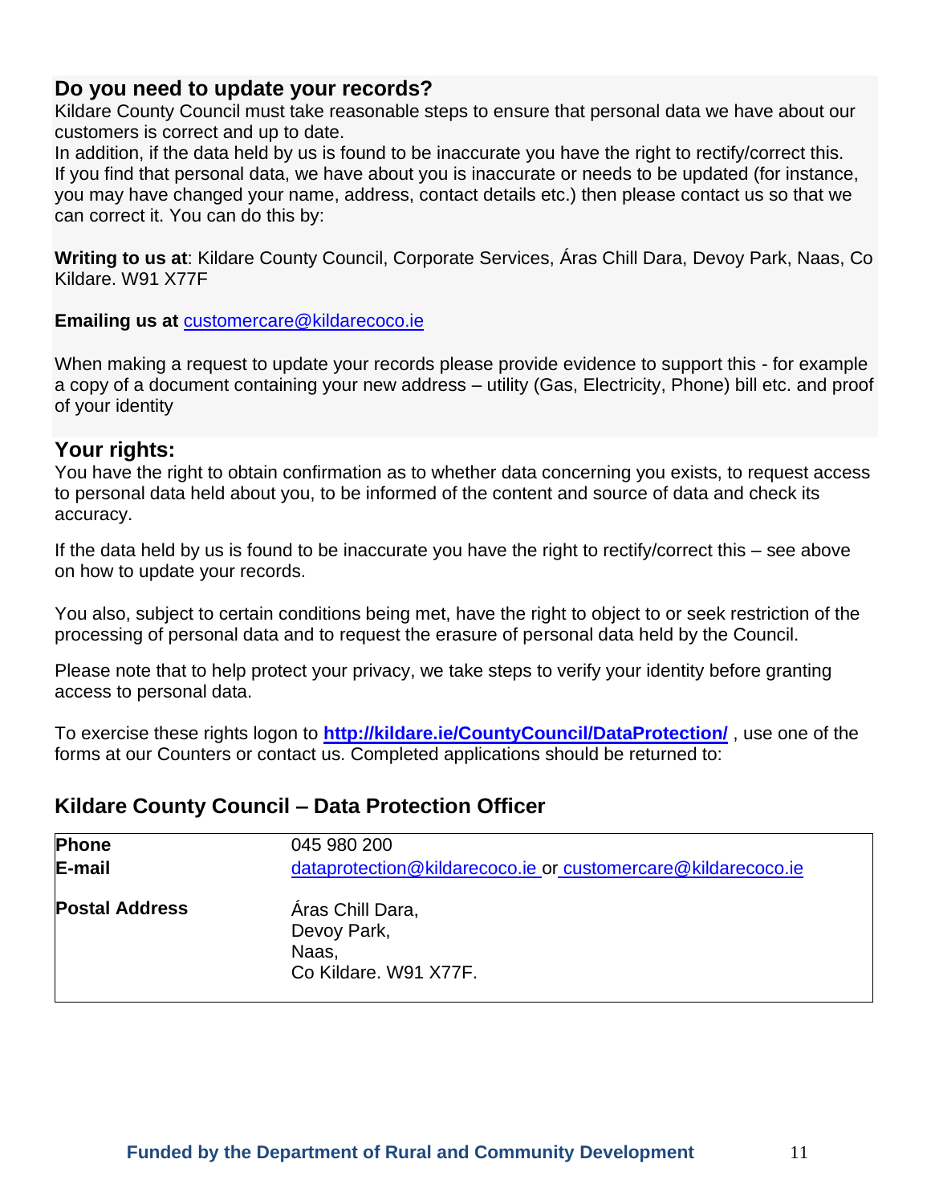## Do you need to update your records?

Kildare County Council must take reasonable steps to ensure that personal data we have about our customers is correct and up to date.

In addition, if the data held by us is found to be inaccurate you have the right to rectify/correct this. If you find that personal data, we have about you is inaccurate or needs to be updated (for instance, you may have changed your name, address, contact details etc.) then please contact us so that we can correct it. You can do this by:

**Writing to us at**: Kildare County Council, Corporate Services, Áras Chill Dara, Devoy Park, Naas, Co Kildare. W91 X77F

**Emailing us at** customercare@kildarecoco.ie

When making a request to update your records please provide evidence to support this - for example a copy of a document containing your new address – utility (Gas, Electricity, Phone) bill etc. and proof of your identity

## Your rights:

You have the right to obtain confirmation as to whether data concerning you exists, to request access to personal data held about you, to be informed of the content and source of data and check its accuracy.

If the data held by us is found to be inaccurate you have the right to rectify/correct this – see above on how to update your records.

You also, subject to certain conditions being met, have the right to object to or seek restriction of the processing of personal data and to request the erasure of personal data held by the Council.

Please note that to help protect your privacy, we take steps to verify your identity before granting access to personal data.

To exercise these rights logon to **http://kildare.ie/CountyCouncil/DataProtection/** , use one of the forms at our Counters or contact us. Completed applications should be returned to:

## Kildare County Council – Data Protection Officer

| | |
|---|---|
| **Phone** | 045 980 200 |
| **E-mail** | dataprotection@kildarecoco.ie or customercare@kildarecoco.ie |
| **Postal Address** | Áras Chill Dara,<br>Devoy Park,<br>Naas,<br>Co Kildare. W91 X77F. |

**Funded by the Department of Rural and Community Development**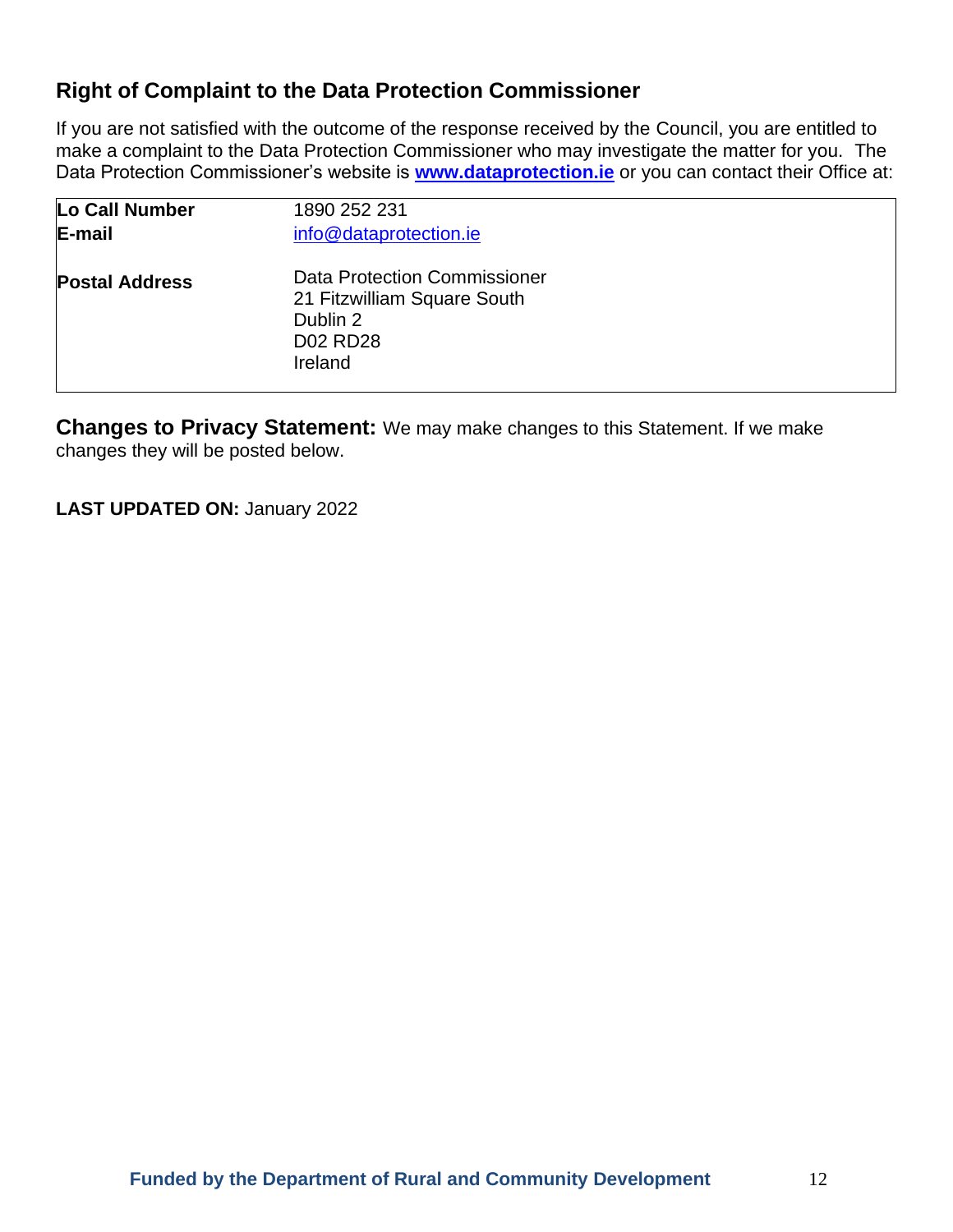## Right of Complaint to the Data Protection Commissioner

If you are not satisfied with the outcome of the response received by the Council, you are entitled to make a complaint to the Data Protection Commissioner who may investigate the matter for you. The Data Protection Commissioner's website is **www.dataprotection.ie** or you can contact their Office at:

| | |
|---|---|
| **Lo Call Number** | 1890 252 231 |
| **E-mail** | info@dataprotection.ie |
| **Postal Address** | Data Protection Commissioner<br>21 Fitzwilliam Square South<br>Dublin 2<br>D02 RD28<br>Ireland |

**Changes to Privacy Statement:** We may make changes to this Statement. If we make changes they will be posted below.

**LAST UPDATED ON:** January 2022

**Funded by the Department of Rural and Community Development**